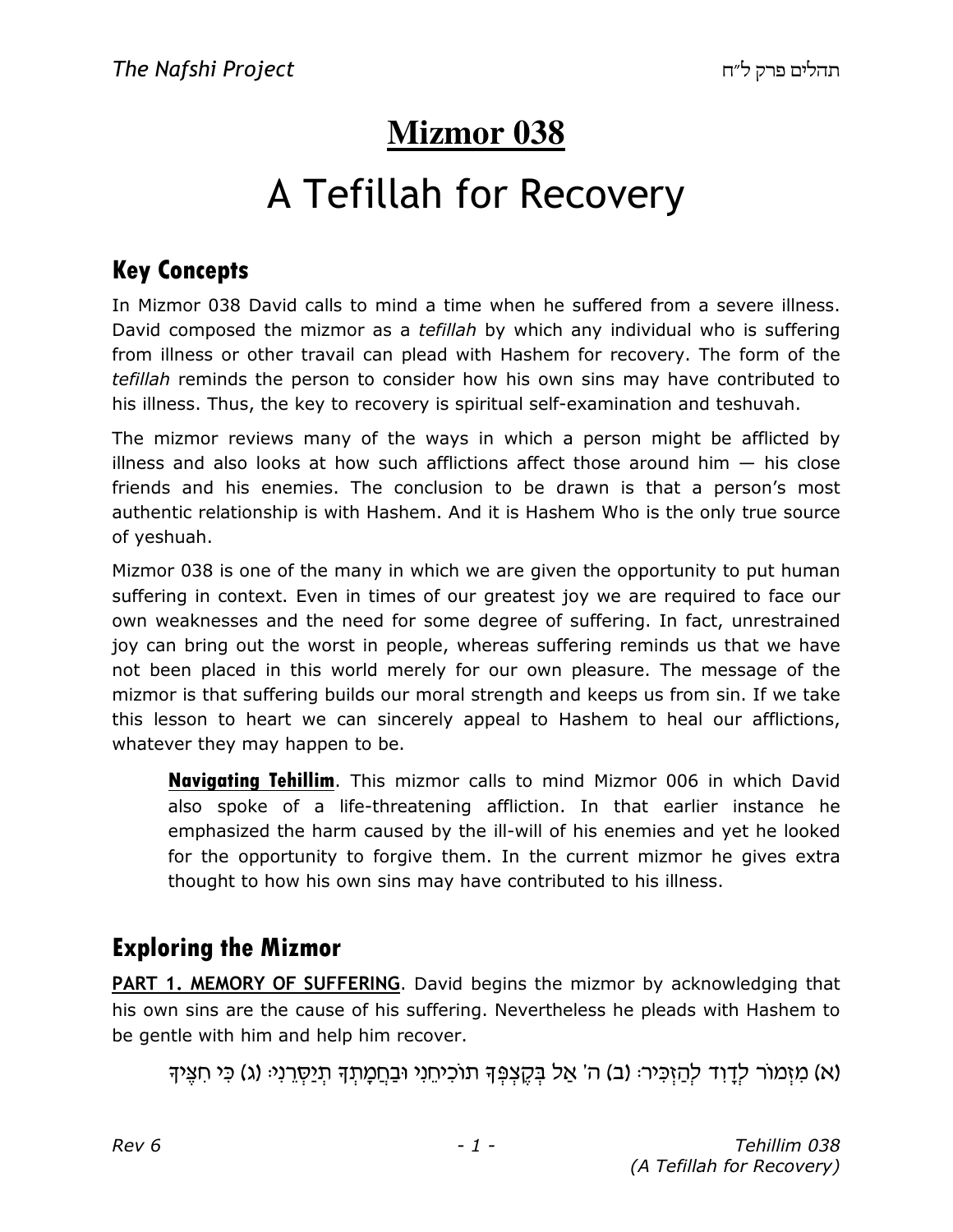# Mizmor 038

# A Tefillah for Recovery

## Key Concepts

In Mizmor 038 David calls to mind a time when he suffered from a severe illness. David composed the mizmor as a *tefillah* by which any individual who is suffering from illness or other travail can plead with Hashem for recovery. The form of the *tefillah* reminds the person to consider how his own sins may have contributed to his illness. Thus, the key to recovery is spiritual self-examination and teshuvah.

The mizmor reviews many of the ways in which a person might be afflicted by illness and also looks at how such afflictions affect those around him — his close friends and his enemies. The conclusion to be drawn is that a person's most authentic relationship is with Hashem. And it is Hashem Who is the only true source of yeshuah.

Mizmor 038 is one of the many in which we are given the opportunity to put human suffering in context. Even in times of our greatest joy we are required to face our own weaknesses and the need for some degree of suffering. In fact, unrestrained joy can bring out the worst in people, whereas suffering reminds us that we have not been placed in this world merely for our own pleasure. The message of the mizmor is that suffering builds our moral strength and keeps us from sin. If we take this lesson to heart we can sincerely appeal to Hashem to heal our afflictions, whatever they may happen to be.

> **Navigating Tehillim**. This mizmor calls to mind Mizmor 006 in which David also spoke of a life-threatening affliction. In that earlier instance he emphasized the harm caused by the ill-will of his enemies and yet he looked for the opportunity to forgive them. In the current mizmor he gives extra thought to how his own sins may have contributed to his illness.

## Exploring the Mizmor

**PART 1. MEMORY OF SUFFERING**. David begins the mizmor by acknowledging that his own sins are the cause of his suffering. Nevertheless he pleads with Hashem to be gentle with him and help him recover.

> (א) מִזְמוֹר לְדָוִד לְהַזְכִּיר׃ (ב) ה' אַל בְּקֶצְפְּךָ תוֹכִיחֵנִי וּבַחֲמָתְךָ תְיַסְּרֵנִי׃ (ג) כִּי חִצֶּיךָ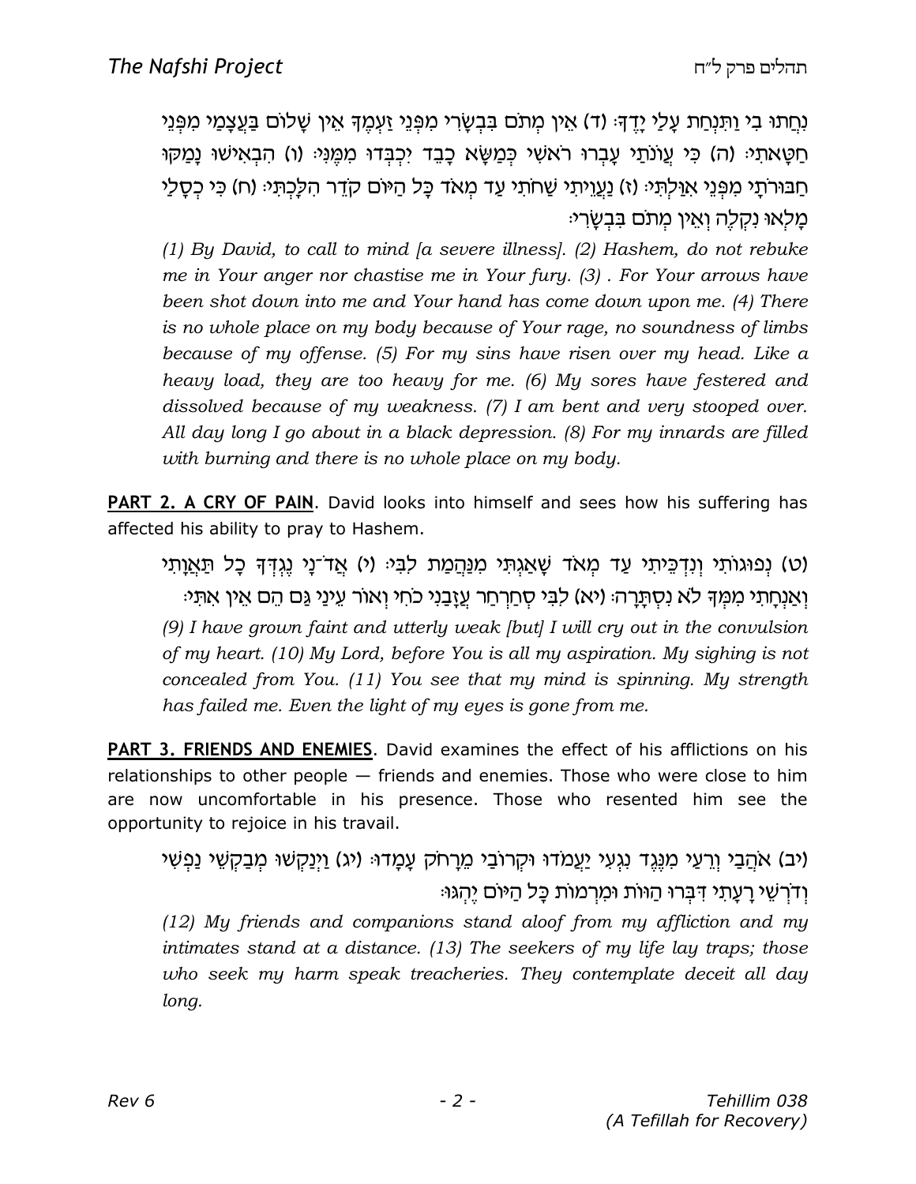נִחֲתוּ בִי וַתִּנְחַת עָלַי יָדֶךָ׃ (ד) אֵין מְתֹם בִּבְשָׂרִי מִפְּנֵי זַעְמֶךָ אֵין שָׁלוֹם בַּעֲצָמַי מִפְּנֵי חַטָּאתִי׃ (ה) כִּי עֲוֹנֹתַי עָבְרוּ רֹאשִׁי כְּמַשָּׂא כָבֵד יִכְבְּדוּ מִמֶּנִּי׃ (ו) הִבְאִישׁוּ נָמַקּוּ חַבּוּרֹתָי מִפְּנֵי אִוַּלְתִּי׃ (ז) נַעֲוֵיתִי שַׁחֹתִי עַד מְאֹד כָּל הַיּוֹם קֹדֵר הִלָּכְתִּי׃ (ח) כִּי כְסָלַי מָלְאוּ נִקְלֶה וְאֵין מְתֹם בִּבְשָׂרִי׃

*(1) By David, to call to mind [a severe illness]. (2) Hashem, do not rebuke me in Your anger nor chastise me in Your fury. (3) . For Your arrows have been shot down into me and Your hand has come down upon me. (4) There is no whole place on my body because of Your rage, no soundness of limbs because of my offense. (5) For my sins have risen over my head. Like a heavy load, they are too heavy for me. (6) My sores have festered and dissolved because of my weakness. (7) I am bent and very stooped over. All day long I go about in a black depression. (8) For my innards are filled with burning and there is no whole place on my body.*

**PART 2. A CRY OF PAIN**. David looks into himself and sees how his suffering has affected his ability to pray to Hashem.

(ט) נְפוּגוֹתִי וְנִדְכֵּיתִי עַד מְאֹד שָׁאַגְתִּי מִנַּהֲמַת לִבִּי׃ (י) אֲדֹ־נָי נֶגְדְּךָ כָל תַּאֲוָתִי וְאַנְחָתִי מִמְּךָ לֹא נִסְתָּרָה׃ (יא) לִבִּי סְחַרְחַר עֲזָבַנִי כֹחִי וְאוֹר עֵינַי גַּם הֵם אֵין אִתִּי׃

*(9) I have grown faint and utterly weak [but] I will cry out in the convulsion of my heart. (10) My Lord, before You is all my aspiration. My sighing is not concealed from You. (11) You see that my mind is spinning. My strength has failed me. Even the light of my eyes is gone from me.*

**PART 3. FRIENDS AND ENEMIES**. David examines the effect of his afflictions on his relationships to other people — friends and enemies. Those who were close to him are now uncomfortable in his presence. Those who resented him see the opportunity to rejoice in his travail.

(יב) אֹהֲבַי וְרֵעַי מִנֶּגֶד נִגְעִי יַעֲמֹדוּ וּקְרוֹבַי מֵרָחֹק עָמָדוּ׃ (יג) וַיְנַקְשׁוּ מְבַקְשֵׁי נַפְשִׁי וְדֹרְשֵׁי רָעָתִי דִּבְּרוּ הַוּוֹת וּמִרְמוֹת כָּל הַיּוֹם יֶהְגּוּ׃

*(12) My friends and companions stand aloof from my affliction and my intimates stand at a distance. (13) The seekers of my life lay traps; those who seek my harm speak treacheries. They contemplate deceit all day long.*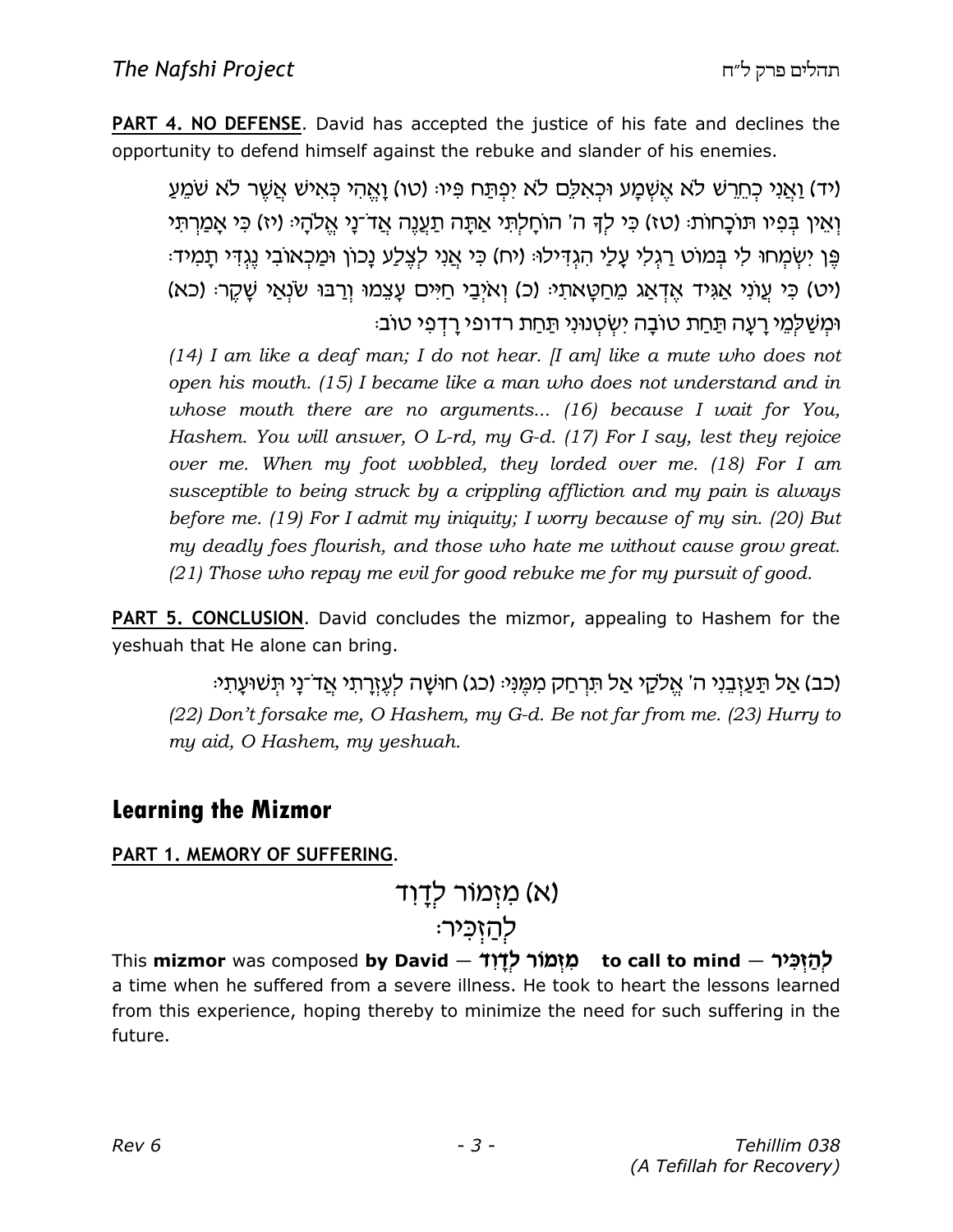**PART 4. NO DEFENSE**. David has accepted the justice of his fate and declines the opportunity to defend himself against the rebuke and slander of his enemies.

(יד) וַאֲנִי כְחֵרֵשׁ לֹא אֶשְׁמָע וּכְאִלֵּם לֹא יִפְתַּח פִּיו: (טו) וָאֱהִי כְּאִישׁ אֲשֶׁר לֹא שֹׁמֵעַ וְאֵין בְּפִיו תּוֹכָחוֹת: (טז) כִּי לְךָ ה' הוֹחָלְתִּי אַתָּה תַעֲנֶה אֲדֹ־נָי אֱלֹהָי: (יז) כִּי אָמַרְתִּי פֶּן יִשְׂמְחוּ לִי בְּמוֹט רַגְלִי עָלַי הִגְדִּילוּ: (יח) כִּי אֲנִי לְצֶלַע נָכוֹן וּמַכְאוֹבִי נֶגְדִּי תָמִיד: (יט) כִּי עֲוֹנִי אַגִּיד אֶדְאַג מֵחַטָּאתִי: (כ) וְאֹיְבַי חַיִּים עָצֵמוּ וְרַבּוּ שֹׂנְאַי שָׁקֶר: (כא) וּמְשַׁלְּמֵי רָעָה תַּחַת טוֹבָה יִשְׂטְנוּנִי תַּחַת רדופי רָדְפִי טוֹב:

*(14) I am like a deaf man; I do not hear. [I am] like a mute who does not open his mouth. (15) I became like a man who does not understand and in whose mouth there are no arguments... (16) because I wait for You, Hashem. You will answer, O L-rd, my G-d. (17) For I say, lest they rejoice over me. When my foot wobbled, they lorded over me. (18) For I am susceptible to being struck by a crippling affliction and my pain is always before me. (19) For I admit my iniquity; I worry because of my sin. (20) But my deadly foes flourish, and those who hate me without cause grow great. (21) Those who repay me evil for good rebuke me for my pursuit of good.*

**PART 5. CONCLUSION**. David concludes the mizmor, appealing to Hashem for the yeshuah that He alone can bring.

(כב) אַל תַּעַזְבֵנִי ה' אֱלֹקַי אַל תִּרְחַק מִמֶּנִּי: (כג) חוּשָׁה לְעֶזְרָתִי אֲדֹ־נָי תְּשׁוּעָתִי:

*(22) Don't forsake me, O Hashem, my G-d. Be not far from me. (23) Hurry to my aid, O Hashem, my yeshuah.*

## Learning the Mizmor

**PART 1. MEMORY OF SUFFERING**.

(א) מִזְמוֹר לְדָוִד
לְהַזְכִּיר:

This **mizmor** was composed **by David** — **מִזְמוֹר לְדָוִד** **to call to mind** — **לְהַזְכִּיר** a time when he suffered from a severe illness. He took to heart the lessons learned from this experience, hoping thereby to minimize the need for such suffering in the future.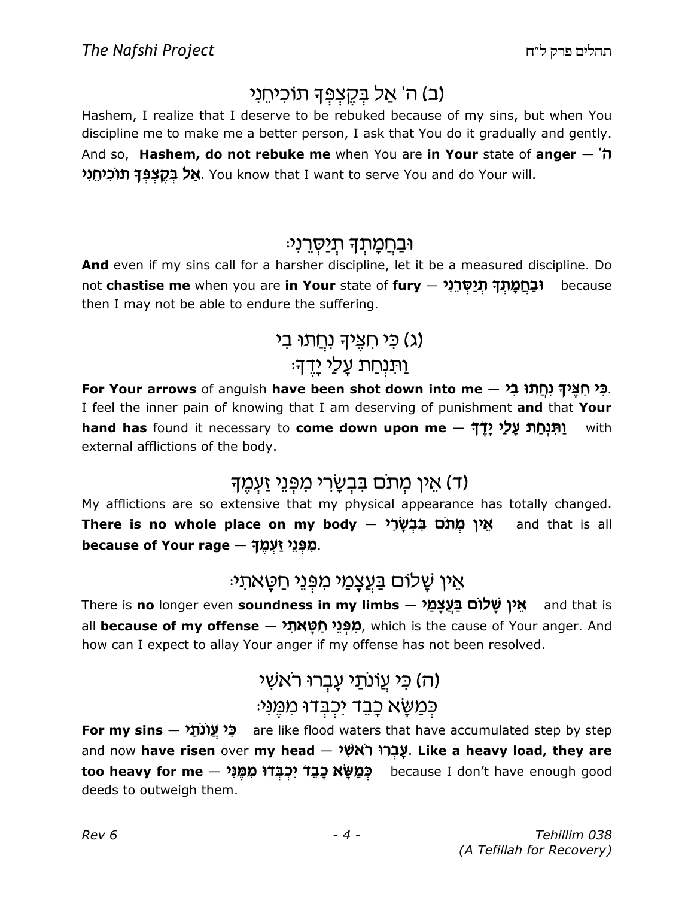### (ב) ה' אַל בְּקֶצְפְּךָ תוֹכִיחֵנִי

Hashem, I realize that I deserve to be rebuked because of my sins, but when You discipline me to make me a better person, I ask that You do it gradually and gently. And so, **Hashem, do not rebuke me** when You are **in Your** state of **anger** — **ה' אַל בְּקֶצְפְּךָ תוֹכִיחֵנִי**. You know that I want to serve You and do Your will.

### וּבַחֲמָתְךָ תְיַסְּרֵנִי׃

**And** even if my sins call for a harsher discipline, let it be a measured discipline. Do not **chastise me** when you are **in Your** state of **fury** — **וּבַחֲמָתְךָ תְיַסְּרֵנִי** because then I may not be able to endure the suffering.

### (ג) כִּי חִצֶּיךָ נִחֲתוּ בִי
### וַתִּנְחַת עָלַי יָדֶךָ׃

**For Your arrows** of anguish **have been shot down into me** — **כִּי חִצֶּיךָ נִחֲתוּ בִי**. I feel the inner pain of knowing that I am deserving of punishment **and** that **Your hand has** found it necessary to **come down upon me** — **וַתִּנְחַת עָלַי יָדֶךָ** with external afflictions of the body.

### (ד) אֵין מְתֹם בִּבְשָׂרִי מִפְּנֵי זַעְמֶךָ

My afflictions are so extensive that my physical appearance has totally changed. **There is no whole place on my body** — **אֵין מְתֹם בִּבְשָׂרִי** and that is all **because of Your rage** — **מִפְּנֵי זַעְמֶךָ**.

### אֵין שָׁלוֹם בַּעֲצָמַי מִפְּנֵי חַטָּאתִי׃

There is **no** longer even **soundness in my limbs** — **אֵין שָׁלוֹם בַּעֲצָמַי** and that is all **because of my offense** — **מִפְּנֵי חַטָּאתִי**, which is the cause of Your anger. And how can I expect to allay Your anger if my offense has not been resolved.

### (ה) כִּי עֲוֹנֹתַי עָבְרוּ רֹאשִׁי
### כְּמַשָּׂא כָבֵד יִכְבְּדוּ מִמֶּנִּי׃

**For my sins** — **כִּי עֲוֹנֹתַי** are like flood waters that have accumulated step by step and now **have risen** over **my head** — **עָבְרוּ רֹאשִׁי**. **Like a heavy load, they are too heavy for me** — **כְּמַשָּׂא כָבֵד יִכְבְּדוּ מִמֶּנִּי** because I don't have enough good deeds to outweigh them.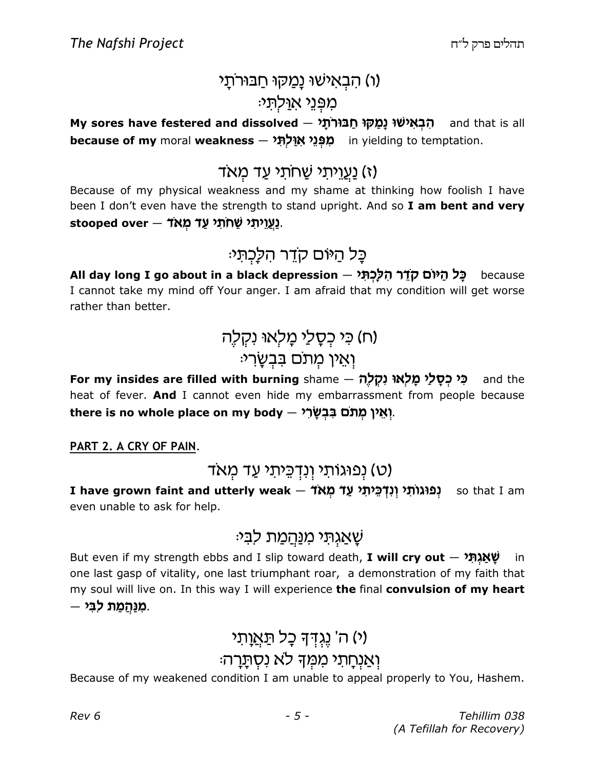(ו) הִבְאִישׁוּ נָמַקּוּ חַבּוּרֹתָי
מִפְּנֵי אִוַּלְתִּי׃

**My sores have festered and dissolved** — **הִבְאִישׁוּ נָמַקּוּ חַבּוּרֹתָי** and that is all **because of my** moral **weakness** — **מִפְּנֵי אִוַּלְתִּי** in yielding to temptation.

(ז) נַעֲוֵיתִי שַׁחֹתִי עַד מְאֹד

Because of my physical weakness and my shame at thinking how foolish I have been I don't even have the strength to stand upright. And so **I am bent and very stooped over** — **נַעֲוֵיתִי שַׁחֹתִי עַד מְאֹד**.

כָּל הַיּוֹם קֹדֵר הִלָּכְתִּי׃

**All day long I go about in a black depression** — **כָּל הַיּוֹם קֹדֵר הִלָּכְתִּי** because I cannot take my mind off Your anger. I am afraid that my condition will get worse rather than better.

(ח) כִּי כְסָלַי מָלְאוּ נִקְלֶה
וְאֵין מְתֹם בִּבְשָׂרִי׃

**For my insides are filled with burning** shame — **כִּי כְסָלַי מָלְאוּ נִקְלֶה** and the heat of fever. **And** I cannot even hide my embarrassment from people because **there is no whole place on my body** — **וְאֵין מְתֹם בִּבְשָׂרִי**.

**PART 2. A CRY OF PAIN**.

(ט) נְפוּגוֹתִי וְנִדְכֵּיתִי עַד מְאֹד

**I have grown faint and utterly weak** — **נְפוּגוֹתִי וְנִדְכֵּיתִי עַד מְאֹד** so that I am even unable to ask for help.

שָׁאַגְתִּי מִנַּהֲמַת לִבִּי׃

But even if my strength ebbs and I slip toward death, **I will cry out** — **שָׁאַגְתִּי** in one last gasp of vitality, one last triumphant roar, a demonstration of my faith that my soul will live on. In this way I will experience **the** final **convulsion of my heart** — **מִנַּהֲמַת לִבִּי**.

(י) ה' נֶגְדְּךָ כָל תַּאֲוָתִי
וְאַנְחָתִי מִמְּךָ לֹא נִסְתָּרָה׃

Because of my weakened condition I am unable to appeal properly to You, Hashem.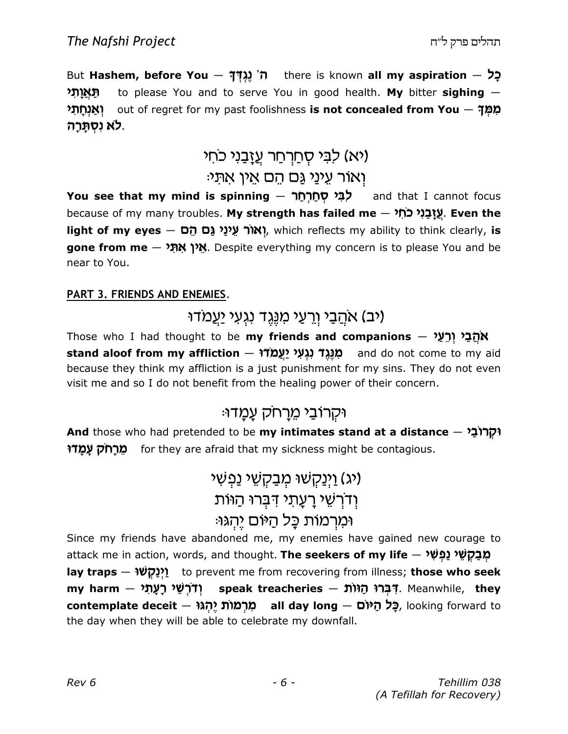But **Hashem, before You** — **ה' נֶגְדְּךָ** there is known **all my aspiration** — **כָל תַּאֲוָתִי** to please You and to serve You in good health. **My** bitter **sighing** — **וְאַנְחָתִי** out of regret for my past foolishness **is not concealed from You** — **מִמְּךָ לֹא נִסְתָּרָה**.

(יא) לִבִּי סְחַרְחַר עֲזָבַנִי כֹחִי
וְאוֹר עֵינַי גַּם הֵם אֵין אִתִּי׃

**You see that my mind is spinning** — **לִבִּי סְחַרְחַר** and that I cannot focus because of my many troubles. **My strength has failed me** — **עֲזָבַנִי כֹחִי**. **Even the light of my eyes** — **וְאוֹר עֵינַי גַּם הֵם**, which reflects my ability to think clearly, **is gone from me** — **אֵין אִתִּי**. Despite everything my concern is to please You and be near to You.

**PART 3. FRIENDS AND ENEMIES.**

(יב) אֹהֲבַי וְרֵעַי מִנֶּגֶד נִגְעִי יַעֲמֹדוּ

Those who I had thought to be **my friends and companions** — **אֹהֲבַי וְרֵעַי stand aloof from my affliction** — **מִנֶּגֶד נִגְעִי יַעֲמֹדוּ** and do not come to my aid because they think my affliction is a just punishment for my sins. They do not even visit me and so I do not benefit from the healing power of their concern.

וּקְרוֹבַי מֵרָחֹק עָמָדוּ׃

**And** those who had pretended to be **my intimates stand at a distance** — **וּקְרוֹבַי מֵרָחֹק עָמָדוּ** for they are afraid that my sickness might be contagious.

(יג) וַיְנַקְשׁוּ מְבַקְשֵׁי נַפְשִׁי
וְדֹרְשֵׁי רָעָתִי דִּבְּרוּ הַוּוֹת
וּמִרְמוֹת כָּל הַיּוֹם יֶהְגּוּ׃

Since my friends have abandoned me, my enemies have gained new courage to attack me in action, words, and thought. **The seekers of my life** — **מְבַקְשֵׁי נַפְשִׁי lay traps** — **וַיְנַקְשׁוּ** to prevent me from recovering from illness; **those who seek my harm** — **וְדֹרְשֵׁי רָעָתִי speak treacheries** — **דִּבְּרוּ הַוּוֹת**. Meanwhile, **they contemplate deceit** — **מִרְמוֹת יֶהְגּוּ all day long** — **כָּל הַיּוֹם**, looking forward to the day when they will be able to celebrate my downfall.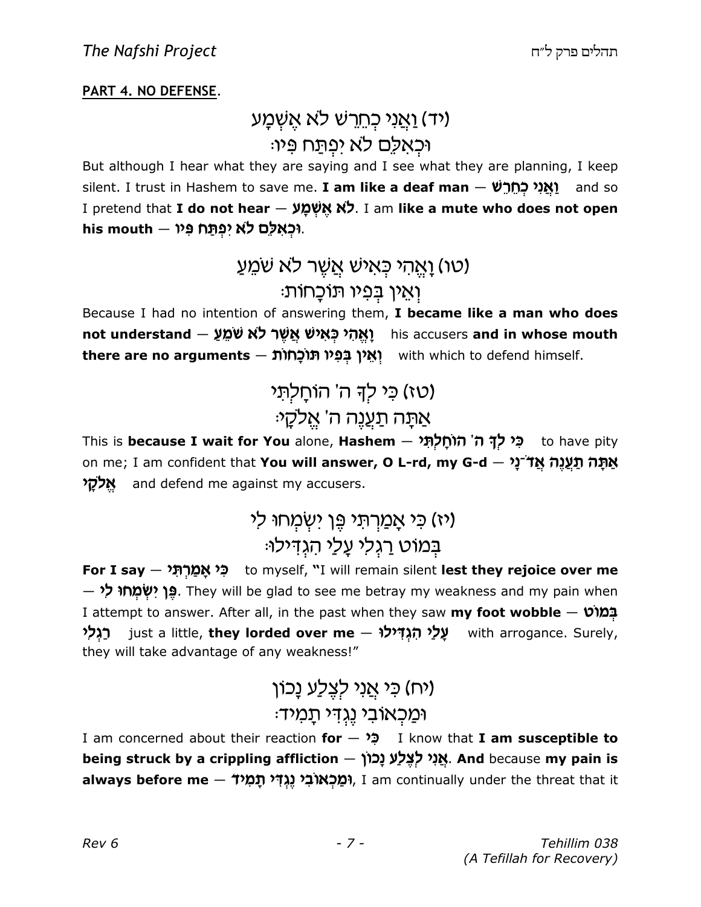**PART 4. NO DEFENSE.**

(יד) וַאֲנִי כְחֵרֵשׁ לֹא אֶשְׁמָע
וּכְאִלֵּם לֹא יִפְתַּח פִּיו׃

But although I hear what they are saying and I see what they are planning, I keep silent. I trust in Hashem to save me. **I am like a deaf man — וַאֲנִי כְחֵרֵשׁ** and so I pretend that **I do not hear — לֹא אֶשְׁמָע**. I am **like a mute who does not open his mouth — וּכְאִלֵּם לֹא יִפְתַּח פִּיו**.

(טו) וָאֱהִי כְּאִישׁ אֲשֶׁר לֹא שֹׁמֵעַ
וְאֵין בְּפִיו תּוֹכָחוֹת׃

Because I had no intention of answering them, **I became like a man who does not understand — וָאֱהִי כְּאִישׁ אֲשֶׁר לֹא שֹׁמֵעַ** his accusers **and in whose mouth there are no arguments — וְאֵין בְּפִיו תּוֹכָחוֹת** with which to defend himself.

(טז) כִּי לְךָ ה' הוֹחָלְתִּי
אַתָּה תַעֲנֶה ה' אֱלֹקָי׃

This is **because I wait for You** alone, **Hashem — כִּי לְךָ ה' הוֹחָלְתִּי** to have pity on me; I am confident that **You will answer, O L-rd, my G-d — אַתָּה תַעֲנֶה אֲד־נָי אֱלֹקָי** and defend me against my accusers.

(יז) כִּי אָמַרְתִּי פֶּן יִשְׂמְחוּ לִי
בְּמוֹט רַגְלִי עָלַי הִגְדִּילוּ׃

**For I say — כִּי אָמַרְתִּי** to myself, "I will remain silent **lest they rejoice over me — פֶּן יִשְׂמְחוּ לִי**. They will be glad to see me betray my weakness and my pain when I attempt to answer. After all, in the past when they saw **my foot wobble — בְּמוֹט רַגְלִי** just a little, **they lorded over me — עָלַי הִגְדִּילוּ** with arrogance. Surely, they will take advantage of any weakness!"

(יח) כִּי אֲנִי לְצֶלַע נָכוֹן
וּמַכְאוֹבִי נֶגְדִּי תָמִיד׃

I am concerned about their reaction **for — כִּי** I know that **I am susceptible to being struck by a crippling affliction — אֲנִי לְצֶלַע נָכוֹן**. **And** because **my pain is always before me — וּמַכְאוֹבִי נֶגְדִּי תָמִיד**, I am continually under the threat that it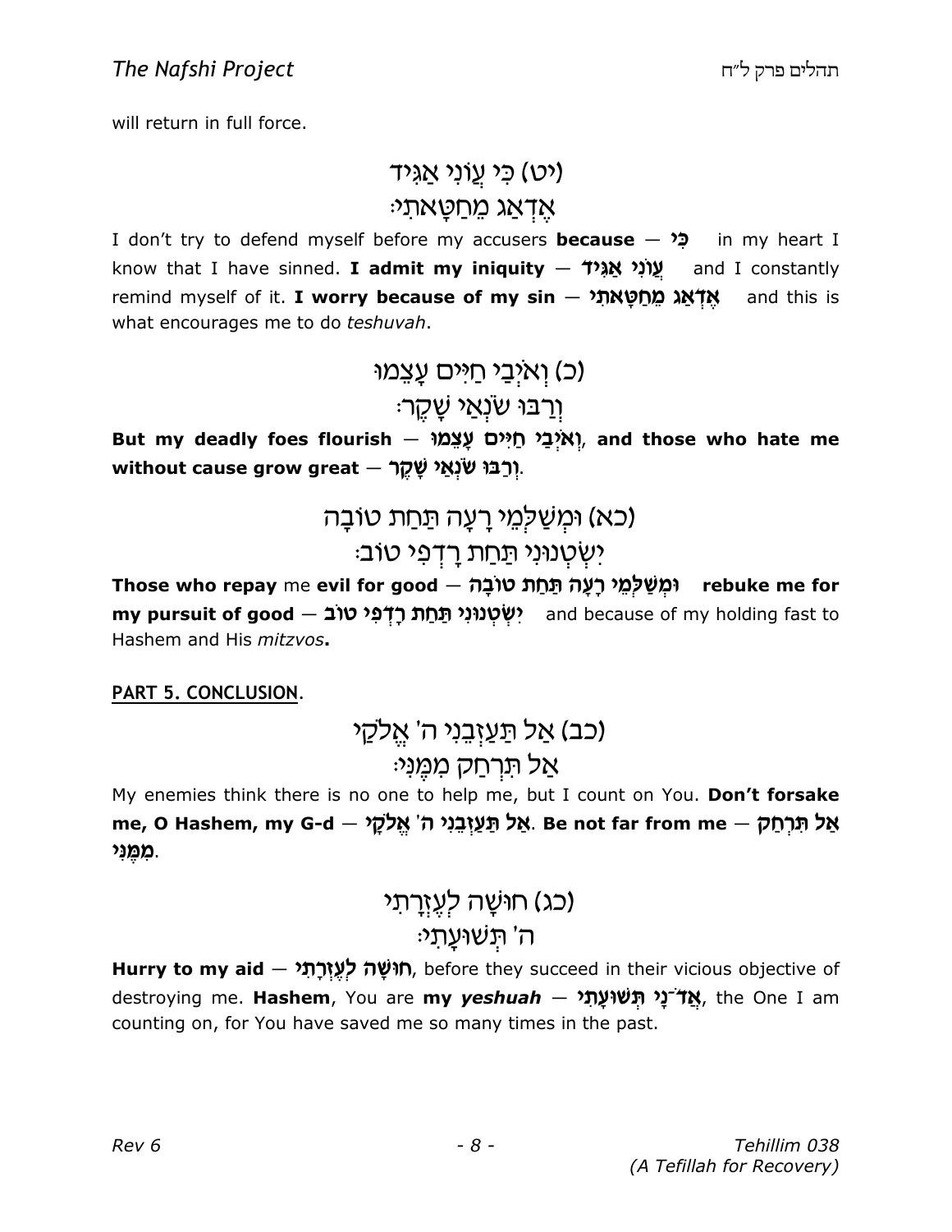will return in full force.

(יט) כִּי עֲוֹנִי אַגִּיד
אֶדְאַג מֵחַטָּאתִי׃

I don't try to defend myself before my accusers **because — כִּי** in my heart I know that I have sinned. **I admit my iniquity — עֲוֹנִי אַגִּיד** and I constantly remind myself of it. **I worry because of my sin — אֶדְאַג מֵחַטָּאתִי** and this is what encourages me to do *teshuvah*.

(כ) וְאֹיְבַי חַיִּים עָצֵמוּ
וְרַבּוּ שֹׂנְאַי שָׁקֶר׃

**But my deadly foes flourish — וְאֹיְבַי חַיִּים עָצֵמוּ, and those who hate me without cause grow great — וְרַבּוּ שֹׂנְאַי שָׁקֶר.**

(כא) וּמְשַׁלְּמֵי רָעָה תַּחַת טוֹבָה
יִשְׂטְנוּנִי תַּחַת רָדְפִי טוֹב׃

**Those who repay** me **evil for good — וּמְשַׁלְּמֵי רָעָה תַּחַת טוֹבָה rebuke me for my pursuit of good — יִשְׂטְנוּנִי תַּחַת רָדְפִי טוֹב** and because of my holding fast to Hashem and His *mitzvos***.**

**PART 5. CONCLUSION**.

(כב) אַל תַּעַזְבֵנִי ה' אֱלֹקַי
אַל תִּרְחַק מִמֶּנִּי׃

My enemies think there is no one to help me, but I count on You. **Don't forsake me, O Hashem, my G-d — אַל תַּעַזְבֵנִי ה' אֱלֹקַי. Be not far from me — אַל תִּרְחַק מִמֶּנִּי.**

(כג) חוּשָׁה לְעֶזְרָתִי
ה' תְּשׁוּעָתִי׃

**Hurry to my aid — חוּשָׁה לְעֶזְרָתִי**, before they succeed in their vicious objective of destroying me. **Hashem**, You are **my *yeshuah* — אֲדֹ־נָי תְּשׁוּעָתִי**, the One I am counting on, for You have saved me so many times in the past.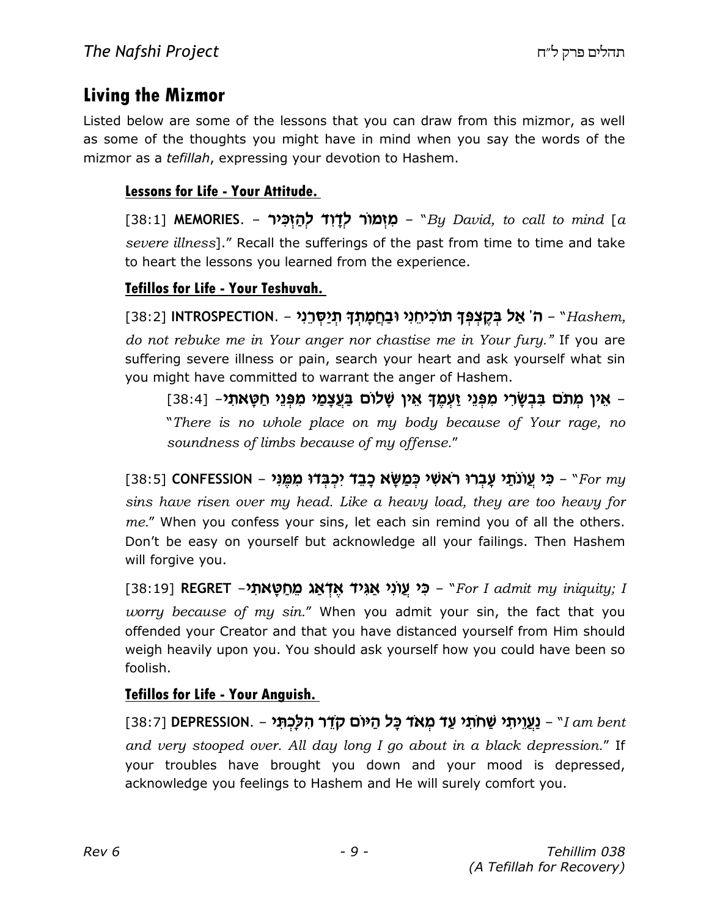## Living the Mizmor

Listed below are some of the lessons that you can draw from this mizmor, as well as some of the thoughts you might have in mind when you say the words of the mizmor as a *tefillah*, expressing your devotion to Hashem.

### Lessons for Life - Your Attitude.

[38:1] **MEMORIES**. – **מִזְמוֹר לְדָוִד לְהַזְכִּיר** – "*By David, to call to mind* [*a severe illness*]." Recall the sufferings of the past from time to time and take to heart the lessons you learned from the experience.

### Tefillos for Life - Your Teshuvah.

[38:2] **INTROSPECTION**. – **ה' אַל בְּקֶצְפְּךָ תוֹכִיחֵנִי וּבַחֲמָתְךָ תְיַסְּרֵנִי** – "*Hashem, do not rebuke me in Your anger nor chastise me in Your fury.*" If you are suffering severe illness or pain, search your heart and ask yourself what sin you might have committed to warrant the anger of Hashem.

> **אֵין מְתֹם בִּבְשָׂרִי מִפְּנֵי זַעְמֶךָ אֵין שָׁלוֹם בַּעֲצָמַי מִפְּנֵי חַטָּאתִי** – [38:4] "*There is no whole place on my body because of Your rage, no soundness of limbs because of my offense.*"

[38:5] **CONFESSION** – **כִּי עֲוֹנֹתַי עָבְרוּ רֹאשִׁי כְּמַשָּׂא כָבֵד יִכְבְּדוּ מִמֶּנִּי** – "*For my sins have risen over my head. Like a heavy load, they are too heavy for me.*" When you confess your sins, let each sin remind you of all the others. Don't be easy on yourself but acknowledge all your failings. Then Hashem will forgive you.

[38:19] **REGRET** –**כִּי עֲוֹנִי אַגִּיד אֶדְאַג מֵחַטָּאתִי**– "*For I admit my iniquity; I worry because of my sin.*" When you admit your sin, the fact that you offended your Creator and that you have distanced yourself from Him should weigh heavily upon you. You should ask yourself how you could have been so foolish.

### Tefillos for Life - Your Anguish.

[38:7] **DEPRESSION**. – **נַעֲוֵיתִי שַׁחֹתִי עַד מְאֹד כָּל הַיּוֹם קֹדֵר הִלָּכְתִּי** – "*I am bent and very stooped over. All day long I go about in a black depression.*" If your troubles have brought you down and your mood is depressed, acknowledge you feelings to Hashem and He will surely comfort you.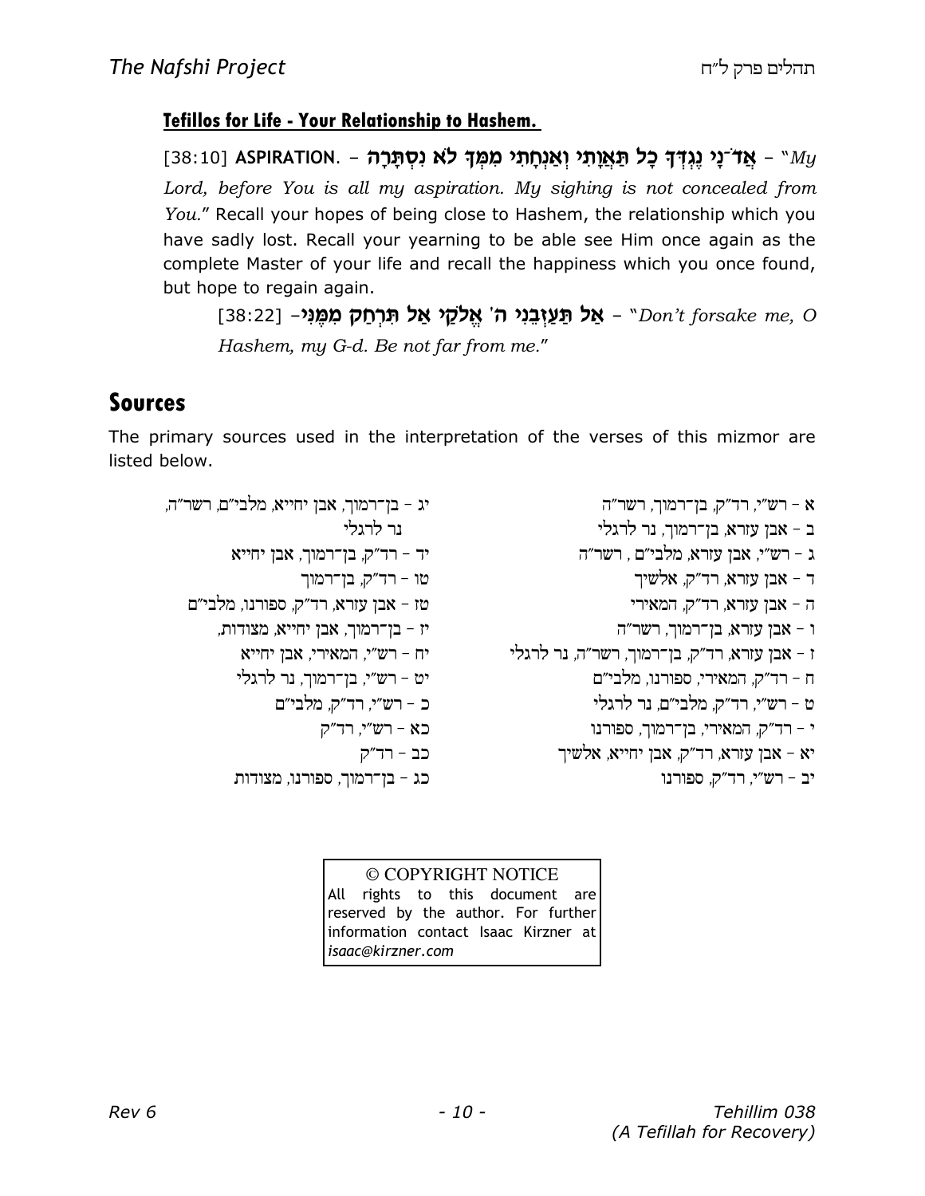#### Tefillos for Life - Your Relationship to Hashem.

[38:10] **ASPIRATION.** – **אֲדֹ־נָי נֶגְדְּךָ כָל תַּאֲוָתִי וְאַנְחָתִי מִמְּךָ לֹא נִסְתָּרָה** – "*My Lord, before You is all my aspiration. My sighing is not concealed from You.*" Recall your hopes of being close to Hashem, the relationship which you have sadly lost. Recall your yearning to be able see Him once again as the complete Master of your life and recall the happiness which you once found, but hope to regain again.

[38:22] –**אַל תַּעַזְבֵנִי ה' אֱלֹקַי אַל תִּרְחַק מִמֶּנִּי**– "*Don't forsake me, O Hashem, my G-d. Be not far from me.*"

## Sources

The primary sources used in the interpretation of the verses of this mizmor are listed below.

א – רש"י, רד"ק, בן־רמוך, רשר"ה
ב – אבן עזרא, בן־רמוך, נר לרגלי
ג – רש"י, אבן עזרא, מלבי"ם , רשר"ה
ד – אבן עזרא, רד"ק, אלשיך
ה – אבן עזרא, רד"ק, המאירי
ו – אבן עזרא, בן־רמוך, רשר"ה
ז – אבן עזרא, רד"ק, בן־רמוך, רשר"ה, נר לרגלי
ח – רד"ק, המאירי, ספורנו, מלבי"ם
ט – רש"י, רד"ק, מלבי"ם, נר לרגלי
י – רד"ק, המאירי, בן־רמוך, ספורנו
יא – אבן עזרא, רד"ק, אבן יחייא, אלשיך
יב – רש"י, רד"ק, ספורנו
יג – בן־רמוך, אבן יחייא, מלבי"ם, רשר"ה, נר לרגלי
יד – רד"ק, בן־רמוך, אבן יחייא
טו – רד"ק, בן־רמוך
טז – אבן עזרא, רד"ק, ספורנו, מלבי"ם
יז – בן־רמוך, אבן יחייא, מצודות,
יח – רש"י, המאירי, אבן יחייא
יט – רש"י, בן־רמוך, נר לרגלי
כ – רש"י, רד"ק, מלבי"ם
כא – רש"י, רד"ק
כב – רד"ק
כג – בן־רמוך, ספורנו, מצודות

© COPYRIGHT NOTICE
All rights to this document are reserved by the author. For further information contact Isaac Kirzner at *isaac@kirzner.com*